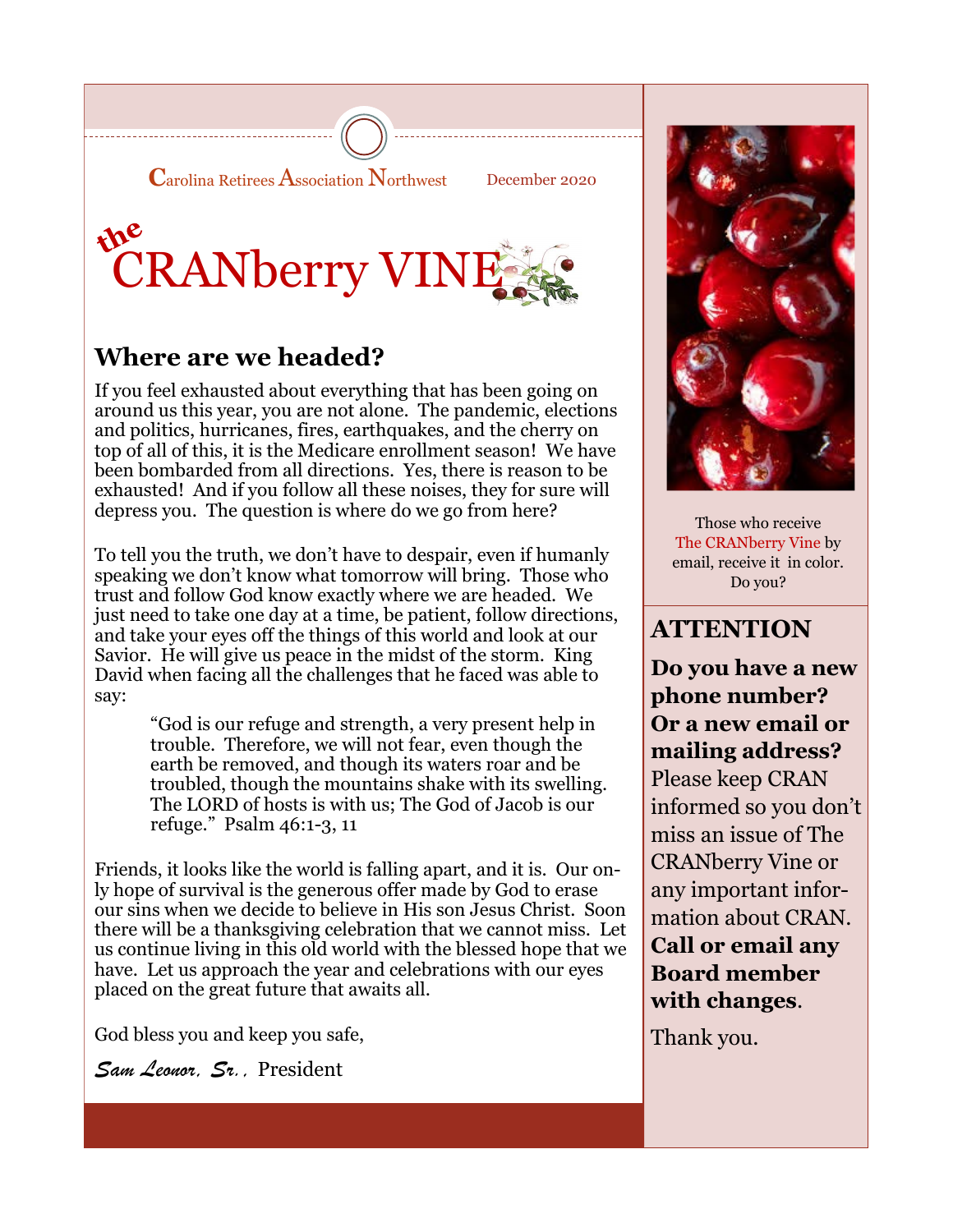Carolina Retirees Association Northwest December 2020

# the CRANberry VINE

## Where are we headed?

If you feel exhausted about everything that has been going on around us this year, you are not alone. The pandemic, elections and politics, hurricanes, fires, earthquakes, and the cherry on top of all of this, it is the Medicare enrollment season! We have been bombarded from all directions. Yes, there is reason to be exhausted! And if you follow all these noises, they for sure will depress you. The question is where do we go from here?

To tell you the truth, we don't have to despair, even if humanly speaking we don't know what tomorrow will bring. Those who trust and follow God know exactly where we are headed. We just need to take one day at a time, be patient, follow directions, and take your eyes off the things of this world and look at our Savior. He will give us peace in the midst of the storm. King David when facing all the challenges that he faced was able to say:

> "God is our refuge and strength, a very present help in trouble. Therefore, we will not fear, even though the earth be removed, and though its waters roar and be troubled, though the mountains shake with its swelling. The LORD of hosts is with us; The God of Jacob is our refuge." Psalm 46:1-3, 11

Friends, it looks like the world is falling apart, and it is. Our only hope of survival is the generous offer made by God to erase our sins when we decide to believe in His son Jesus Christ. Soon there will be a thanksgiving celebration that we cannot miss. Let us continue living in this old world with the blessed hope that we have. Let us approach the year and celebrations with our eyes placed on the great future that awaits all.

God bless you and keep you safe,

*Sam Leonor, Sr.*, President

---

Those who receive The CRANberry Vine by email, receive it in color. Do you?

## ATTENTION

**Do you have a new phone number? Or a new email or mailing address?** Please keep CRAN informed so you don't miss an issue of The CRANberry Vine or any important information about CRAN. **Call or email any Board member with changes**.

Thank you.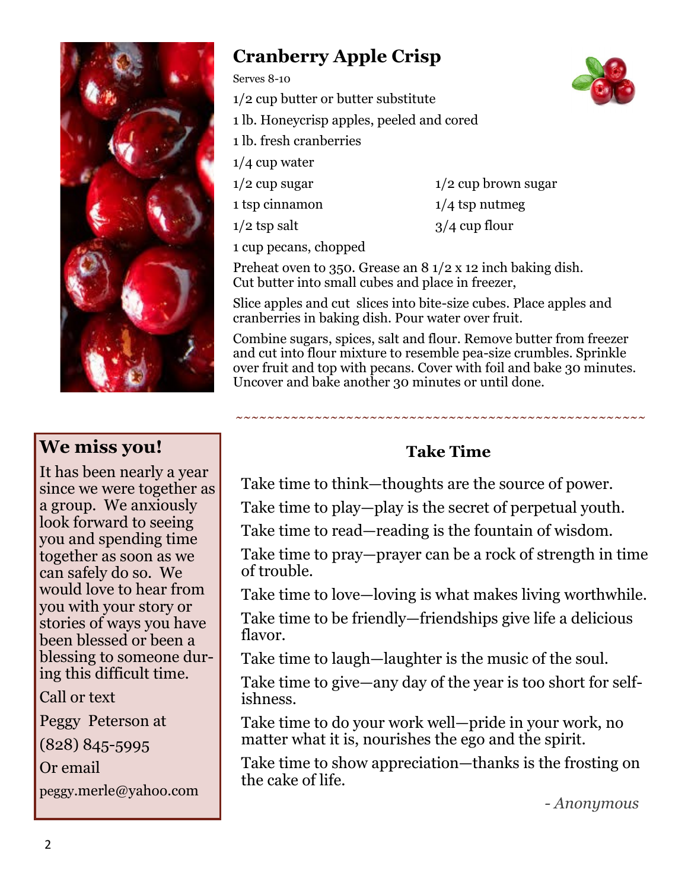## Cranberry Apple Crisp

Serves 8-10

1/2 cup butter or butter substitute

1 lb. Honeycrisp apples, peeled and cored

1 lb. fresh cranberries

1/4 cup water

1/2 cup sugar

1/2 cup brown sugar

1 tsp cinnamon

1/4 tsp nutmeg

1/2 tsp salt

3/4 cup flour

1 cup pecans, chopped

Preheat oven to 350. Grease an 8 1/2 x 12 inch baking dish. Cut butter into small cubes and place in freezer,

Slice apples and cut slices into bite-size cubes. Place apples and cranberries in baking dish. Pour water over fruit.

Combine sugars, spices, salt and flour. Remove butter from freezer and cut into flour mixture to resemble pea-size crumbles. Sprinkle over fruit and top with pecans. Cover with foil and bake 30 minutes. Uncover and bake another 30 minutes or until done.

## We miss you!

It has been nearly a year since we were together as a group. We anxiously look forward to seeing you and spending time together as soon as we can safely do so. We would love to hear from you with your story or stories of ways you have been blessed or been a blessing to someone during this difficult time.

Call or text

Peggy Peterson at

(828) 845-5995

Or email

peggy.merle@yahoo.com

## Take Time

Take time to think—thoughts are the source of power.

Take time to play—play is the secret of perpetual youth.

Take time to read—reading is the fountain of wisdom.

Take time to pray—prayer can be a rock of strength in time of trouble.

Take time to love—loving is what makes living worthwhile.

Take time to be friendly—friendships give life a delicious flavor.

Take time to laugh—laughter is the music of the soul.

Take time to give—any day of the year is too short for selfishness.

Take time to do your work well—pride in your work, no matter what it is, nourishes the ego and the spirit.

Take time to show appreciation—thanks is the frosting on the cake of life.

*- Anonymous*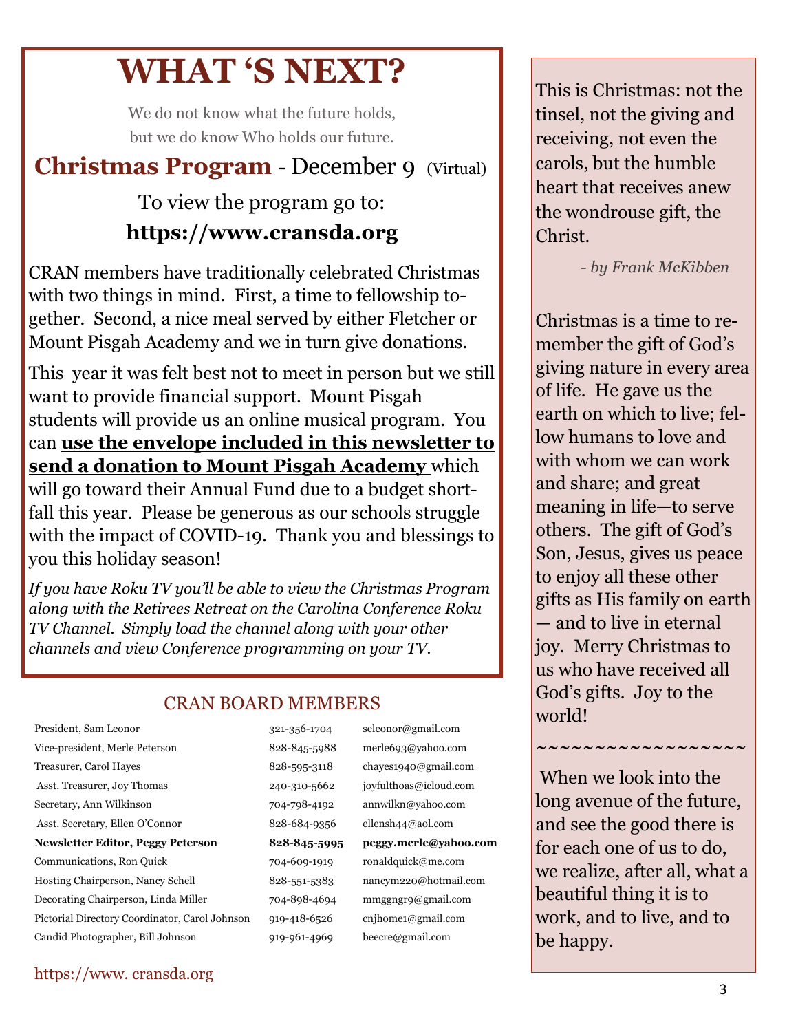# WHAT 'S NEXT?

We do not know what the future holds,
but we do know Who holds our future.

## Christmas Program - December 9 (Virtual)

To view the program go to:
**https://www.cransda.org**

CRAN members have traditionally celebrated Christmas with two things in mind. First, a time to fellowship together. Second, a nice meal served by either Fletcher or Mount Pisgah Academy and we in turn give donations.

This year it was felt best not to meet in person but we still want to provide financial support. Mount Pisgah students will provide us an online musical program. You can **use the envelope included in this newsletter to send a donation to Mount Pisgah Academy** which will go toward their Annual Fund due to a budget shortfall this year. Please be generous as our schools struggle with the impact of COVID-19. Thank you and blessings to you this holiday season!

*If you have Roku TV you'll be able to view the Christmas Program along with the Retirees Retreat on the Carolina Conference Roku TV Channel. Simply load the channel along with your other channels and view Conference programming on your TV.*

## CRAN BOARD MEMBERS

| | | |
|---|---|---|
| President, Sam Leonor | 321-356-1704 | seleonor@gmail.com |
| Vice-president, Merle Peterson | 828-845-5988 | merle693@yahoo.com |
| Treasurer, Carol Hayes | 828-595-3118 | chayes1940@gmail.com |
| Asst. Treasurer, Joy Thomas | 240-310-5662 | joyfulthoas@icloud.com |
| Secretary, Ann Wilkinson | 704-798-4192 | annwilkn@yahoo.com |
| Asst. Secretary, Ellen O'Connor | 828-684-9356 | ellensh44@aol.com |
| **Newsletter Editor, Peggy Peterson** | **828-845-5995** | **peggy.merle@yahoo.com** |
| Communications, Ron Quick | 704-609-1919 | ronaldquick@me.com |
| Hosting Chairperson, Nancy Schell | 828-551-5383 | nancym220@hotmail.com |
| Decorating Chairperson, Linda Miller | 704-898-4694 | mmggngr9@gmail.com |
| Pictorial Directory Coordinator, Carol Johnson | 919-418-6526 | cnjhome1@gmail.com |
| Candid Photographer, Bill Johnson | 919-961-4969 | beecre@gmail.com |

https://www. cransda.org

---

This is Christmas: not the tinsel, not the giving and receiving, not even the carols, but the humble heart that receives anew the wondrouse gift, the Christ.

*- by Frank McKibben*

Christmas is a time to remember the gift of God's giving nature in every area of life. He gave us the earth on which to live; fellow humans to love and with whom we can work and share; and great meaning in life—to serve others. The gift of God's Son, Jesus, gives us peace to enjoy all these other gifts as His family on earth — and to live in eternal joy. Merry Christmas to us who have received all God's gifts. Joy to the world!

~~~~~~~~~~~~~~~~~~

When we look into the long avenue of the future, and see the good there is for each one of us to do, we realize, after all, what a beautiful thing it is to work, and to live, and to be happy.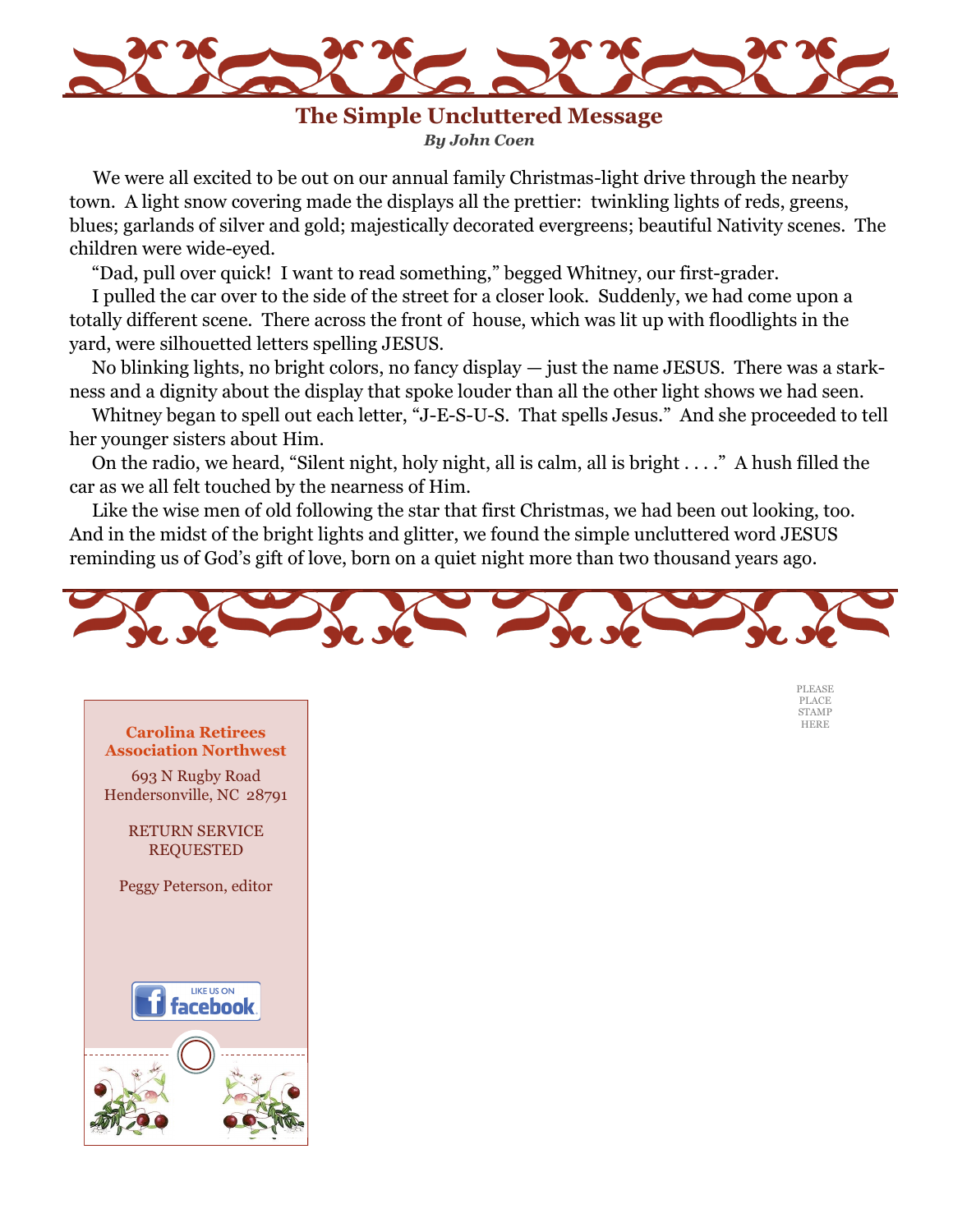## The Simple Uncluttered Message

*By John Coen*

We were all excited to be out on our annual family Christmas-light drive through the nearby town. A light snow covering made the displays all the prettier: twinkling lights of reds, greens, blues; garlands of silver and gold; majestically decorated evergreens; beautiful Nativity scenes. The children were wide-eyed.

"Dad, pull over quick! I want to read something," begged Whitney, our first-grader.

I pulled the car over to the side of the street for a closer look. Suddenly, we had come upon a totally different scene. There across the front of house, which was lit up with floodlights in the yard, were silhouetted letters spelling JESUS.

No blinking lights, no bright colors, no fancy display — just the name JESUS. There was a starkness and a dignity about the display that spoke louder than all the other light shows we had seen.

Whitney began to spell out each letter, "J-E-S-U-S. That spells Jesus." And she proceeded to tell her younger sisters about Him.

On the radio, we heard, "Silent night, holy night, all is calm, all is bright . . . ." A hush filled the car as we all felt touched by the nearness of Him.

Like the wise men of old following the star that first Christmas, we had been out looking, too. And in the midst of the bright lights and glitter, we found the simple uncluttered word JESUS reminding us of God's gift of love, born on a quiet night more than two thousand years ago.

**Carolina Retirees Association Northwest**

693 N Rugby Road
Hendersonville, NC 28791

RETURN SERVICE REQUESTED

Peggy Peterson, editor

LIKE US ON facebook

PLEASE PLACE STAMP HERE